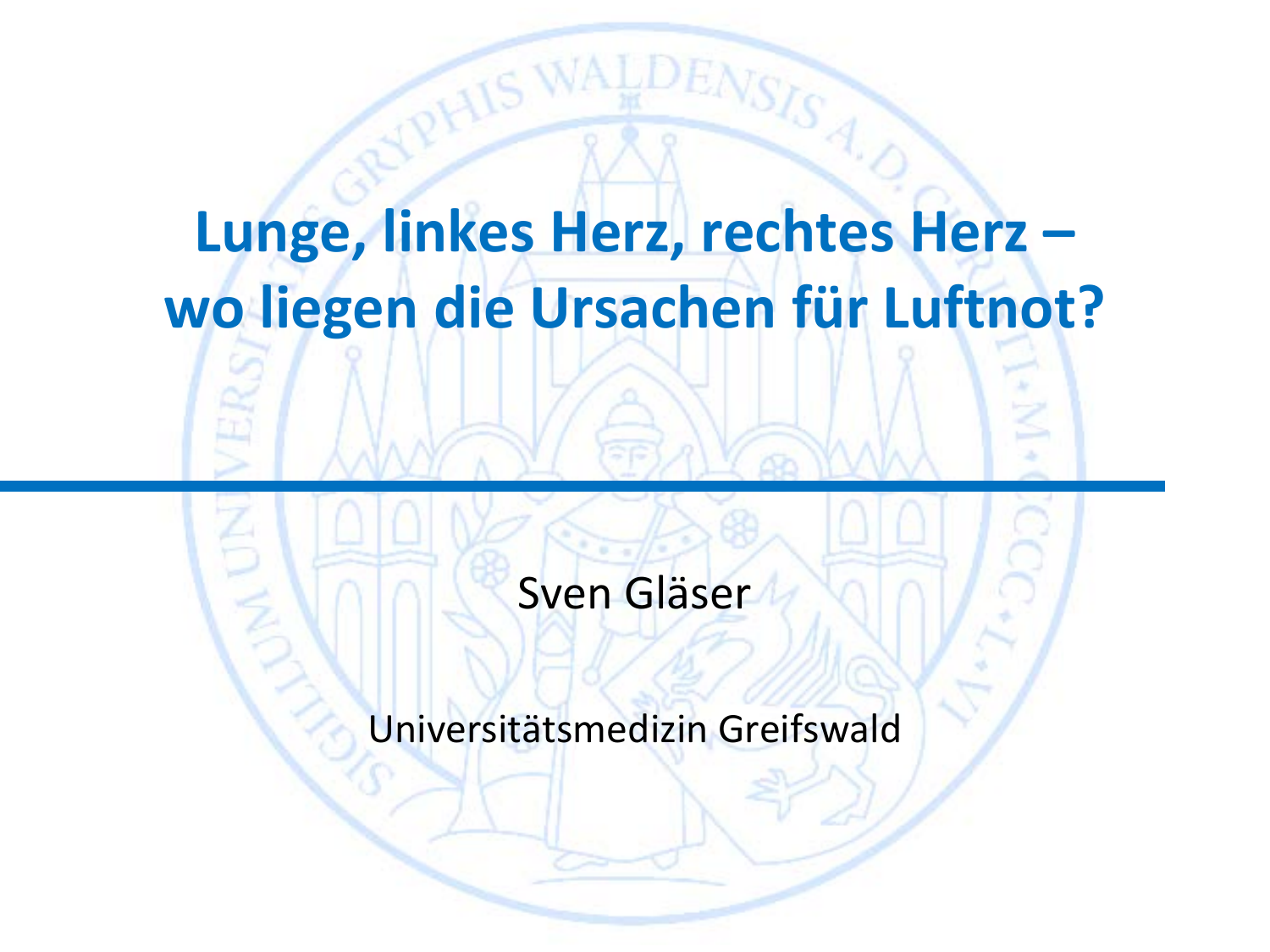# Lunge, linkes Herz, rechtes Herz – wo liegen die Ursachen für Luftnot?

Sven Gläser

Universitätsmedizin Greifswald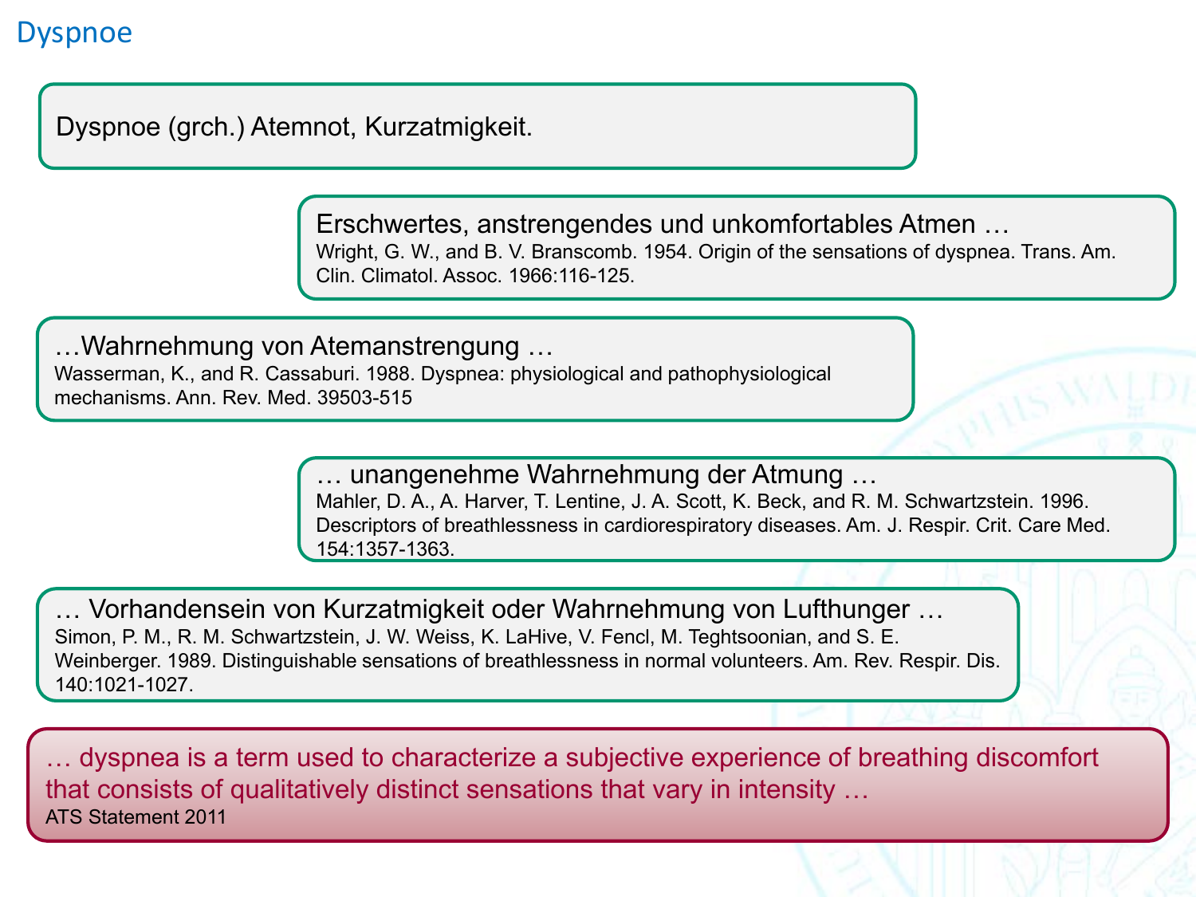# Dyspnoe

Dyspnoe (grch.) Atemnot, Kurzatmigkeit.

Erschwertes, anstrengendes und unkomfortables Atmen …
Wright, G. W., and B. V. Branscomb. 1954. Origin of the sensations of dyspnea. Trans. Am. Clin. Climatol. Assoc. 1966:116-125.

…Wahrnehmung von Atemanstrengung …
Wasserman, K., and R. Cassaburi. 1988. Dyspnea: physiological and pathophysiological mechanisms. Ann. Rev. Med. 39503-515

… unangenehme Wahrnehmung der Atmung …
Mahler, D. A., A. Harver, T. Lentine, J. A. Scott, K. Beck, and R. M. Schwartzstein. 1996. Descriptors of breathlessness in cardiorespiratory diseases. Am. J. Respir. Crit. Care Med. 154:1357-1363.

… Vorhandensein von Kurzatmigkeit oder Wahrnehmung von Lufthunger …
Simon, P. M., R. M. Schwartzstein, J. W. Weiss, K. LaHive, V. Fencl, M. Teghtsoonian, and S. E. Weinberger. 1989. Distinguishable sensations of breathlessness in normal volunteers. Am. Rev. Respir. Dis. 140:1021-1027.

… dyspnea is a term used to characterize a subjective experience of breathing discomfort that consists of qualitatively distinct sensations that vary in intensity …
ATS Statement 2011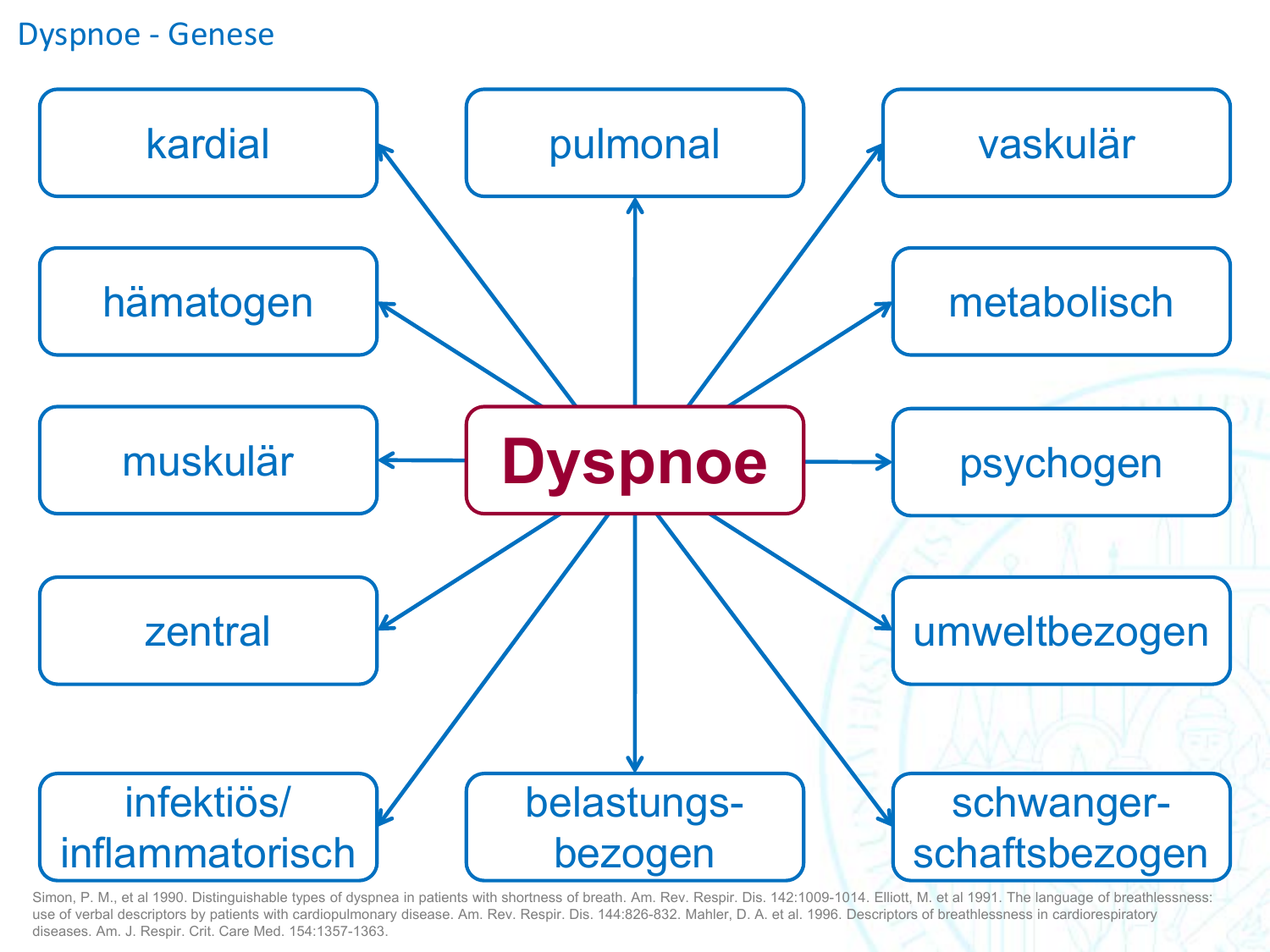# Dyspnoe - Genese

**Dyspnoe**

- kardial
- pulmonal
- vaskulär
- hämatogen
- metabolisch
- muskulär
- psychogen
- zentral
- umweltbezogen
- infektiös/ inflammatorisch
- belastungs- bezogen
- schwanger- schaftsbezogen

Simon, P. M., et al 1990. Distinguishable types of dyspnea in patients with shortness of breath. Am. Rev. Respir. Dis. 142:1009-1014. Elliott, M. et al 1991. The language of breathlessness: use of verbal descriptors by patients with cardiopulmonary disease. Am. Rev. Respir. Dis. 144:826-832. Mahler, D. A. et al. 1996. Descriptors of breathlessness in cardiorespiratory diseases. Am. J. Respir. Crit. Care Med. 154:1357-1363.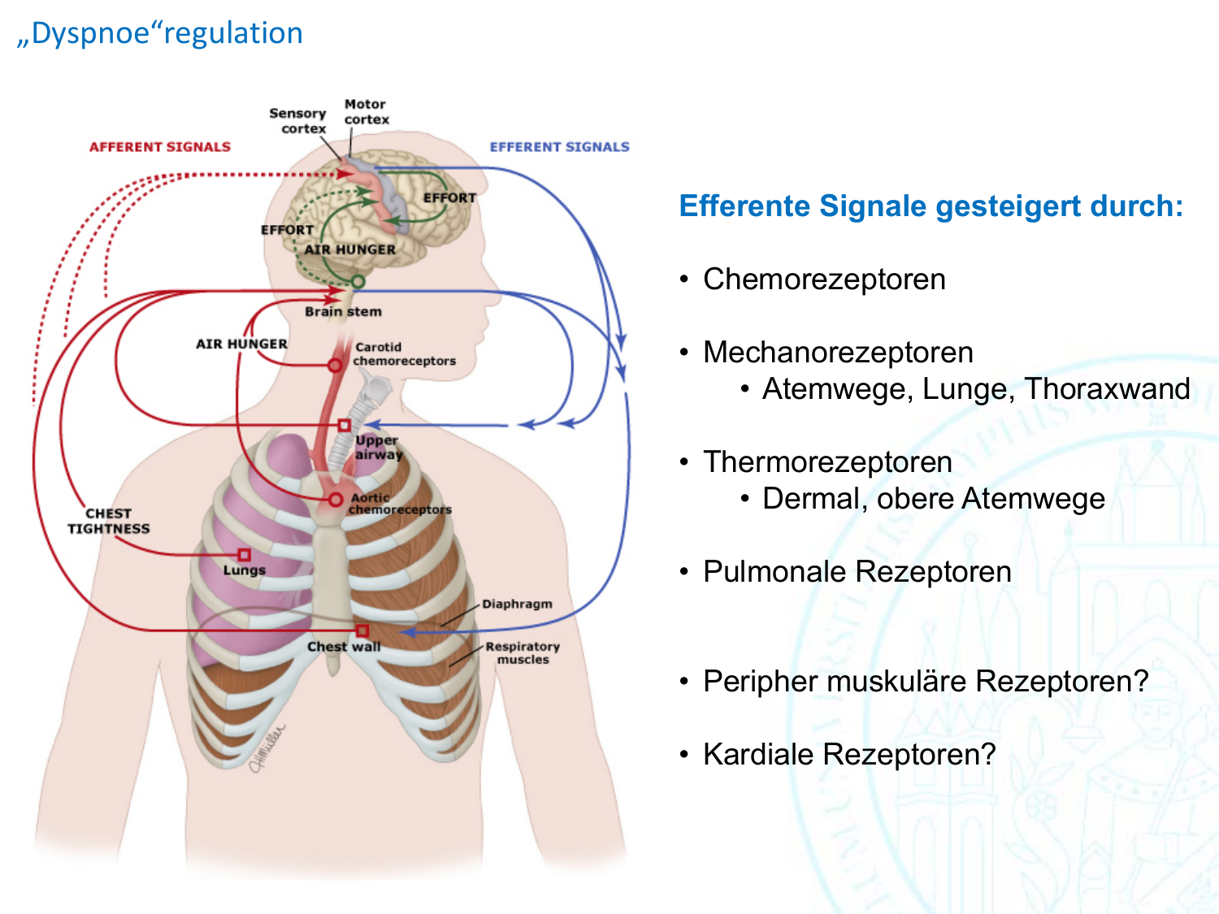# „Dyspnoe"regulation

## Efferente Signale gesteigert durch:

- Chemorezeptoren
- Mechanorezeptoren
  - Atemwege, Lunge, Thoraxwand
- Thermorezeptoren
  - Dermal, obere Atemwege
- Pulmonale Rezeptoren
- Peripher muskuläre Rezeptoren?
- Kardiale Rezeptoren?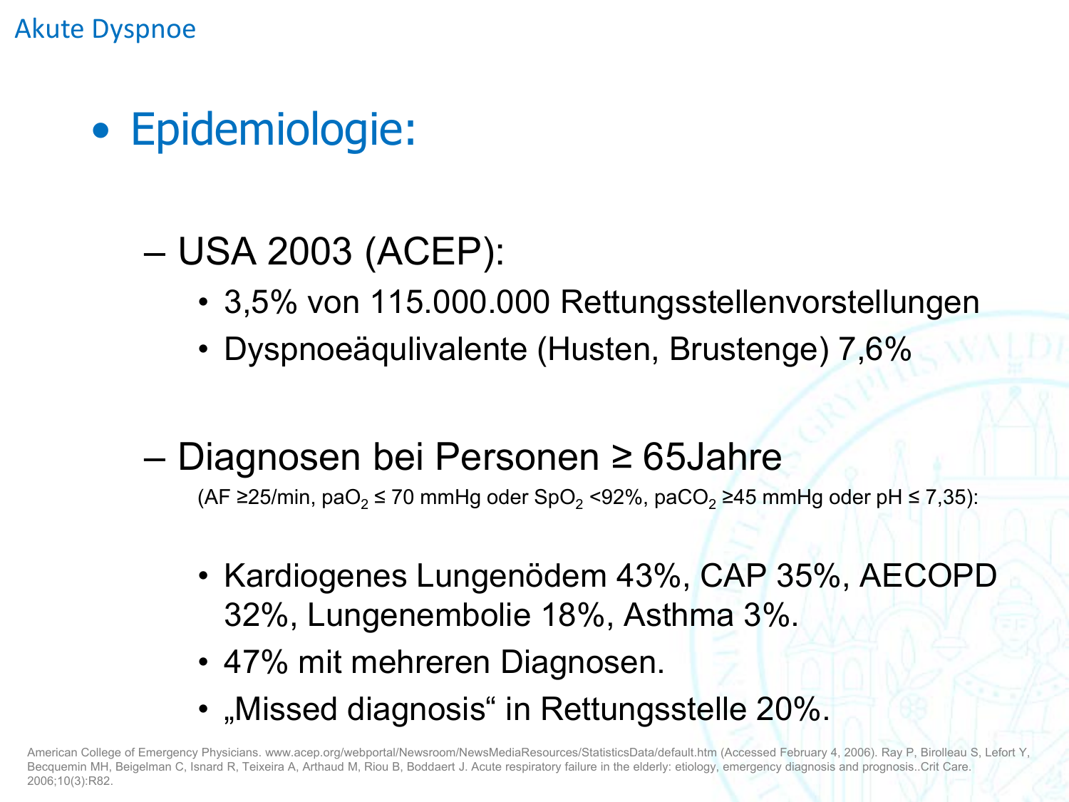# Akute Dyspnoe

- Epidemiologie:
  - USA 2003 (ACEP):
    - 3,5% von 115.000.000 Rettungsstellenvorstellungen
    - Dyspnoeäqulivalente (Husten, Brustenge) 7,6%
  - Diagnosen bei Personen ≥ 65Jahre
    (AF ≥25/min, $paO_2$ ≤ 70 mmHg oder $SpO_2$ <92%, $paCO_2$ ≥45 mmHg oder pH ≤ 7,35):
    - Kardiogenes Lungenödem 43%, CAP 35%, AECOPD 32%, Lungenembolie 18%, Asthma 3%.
    - 47% mit mehreren Diagnosen.
    - „Missed diagnosis" in Rettungsstelle 20%.

American College of Emergency Physicians. www.acep.org/webportal/Newsroom/NewsMediaResources/StatisticsData/default.htm (Accessed February 4, 2006). Ray P, Birolleau S, Lefort Y, Becquemin MH, Beigelman C, Isnard R, Teixeira A, Arthaud M, Riou B, Boddaert J. Acute respiratory failure in the elderly: etiology, emergency diagnosis and prognosis..Crit Care. 2006;10(3):R82.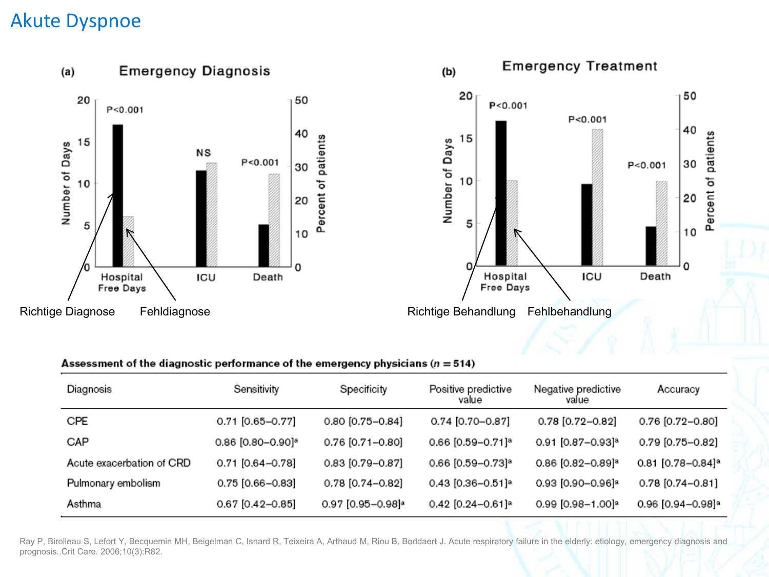# Akute Dyspnoe

**(a) Emergency Diagnosis**

Richtige Diagnose — Fehldiagnose

**(b) Emergency Treatment**

Richtige Behandlung — Fehlbehandlung

**Assessment of the diagnostic performance of the emergency physicians (*n* = 514)**

| Diagnosis | Sensitivity | Specificity | Positive predictive value | Negative predictive value | Accuracy |
|---|---|---|---|---|---|
| CPE | 0.71 [0.65–0.77] | 0.80 [0.75–0.84] | 0.74 [0.70–0.87] | 0.78 [0.72–0.82] | 0.76 [0.72–0.80] |
| CAP | 0.86 [0.80–0.90][a] | 0.76 [0.71–0.80] | 0.66 [0.59–0.71][a] | 0.91 [0.87–0.93][a] | 0.79 [0.75–0.82] |
| Acute exacerbation of CRD | 0.71 [0.64–0.78] | 0.83 [0.79–0.87] | 0.66 [0.59–0.73][a] | 0.86 [0.82–0.89][a] | 0.81 [0.78–0.84][a] |
| Pulmonary embolism | 0.75 [0.66–0.83] | 0.78 [0.74–0.82] | 0.43 [0.36–0.51][a] | 0.93 [0.90–0.96][a] | 0.78 [0.74–0.81] |
| Asthma | 0.67 [0.42–0.85] | 0.97 [0.95–0.98][a] | 0.42 [0.24–0.61][a] | 0.99 [0.98–1.00][a] | 0.96 [0.94–0.98][a] |

Ray P, Birolleau S, Lefort Y, Becquemin MH, Beigelman C, Isnard R, Teixeira A, Arthaud M, Riou B, Boddaert J. Acute respiratory failure in the elderly: etiology, emergency diagnosis and prognosis..Crit Care. 2006;10(3):R82.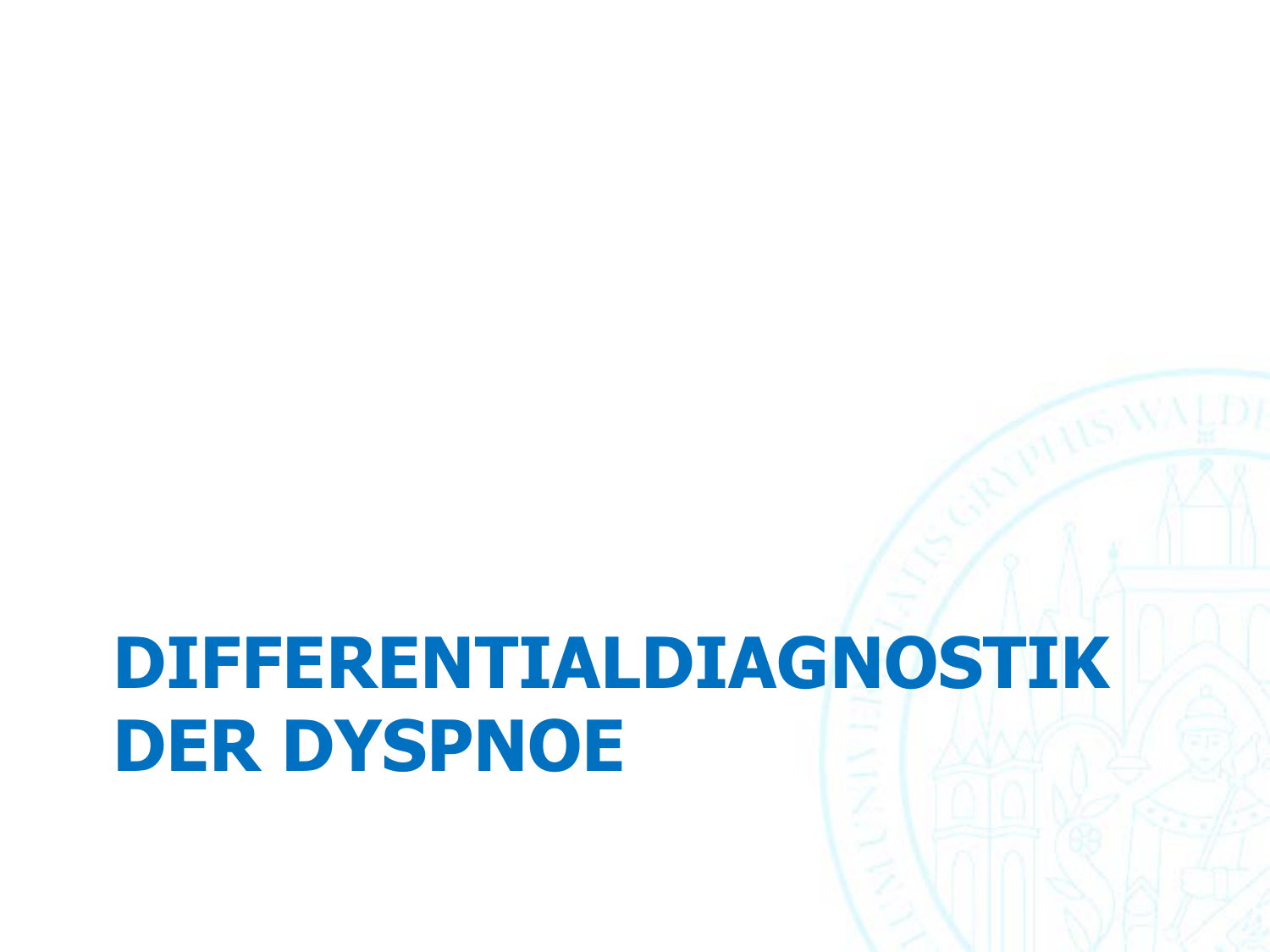# DIFFERENTIALDIAGNOSTIK DER DYSPNOE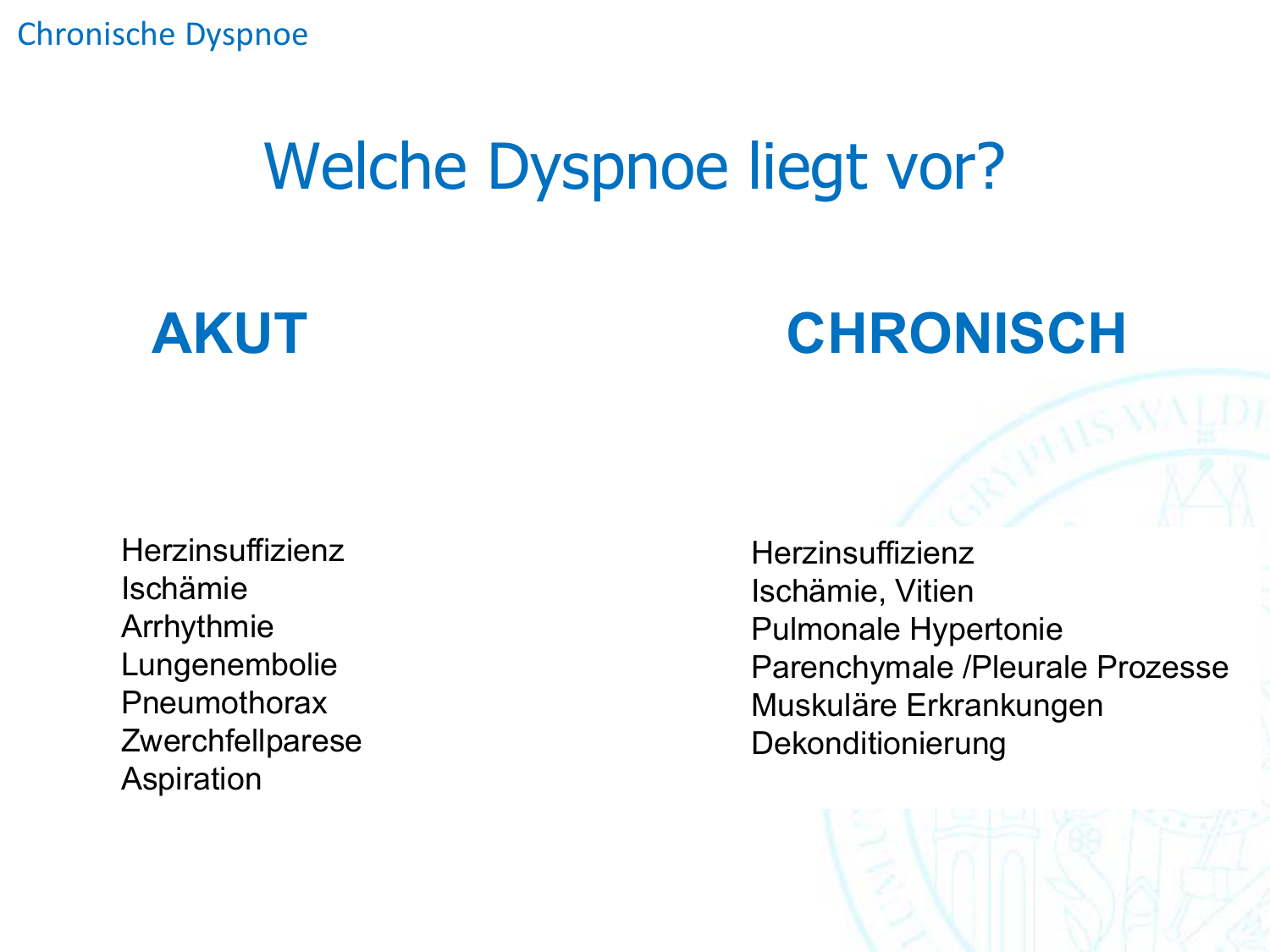# Welche Dyspnoe liegt vor?

## AKUT

Herzinsuffizienz
Ischämie
Arrhythmie
Lungenembolie
Pneumothorax
Zwerchfellparese
Aspiration

## CHRONISCH

Herzinsuffizienz
Ischämie, Vitien
Pulmonale Hypertonie
Parenchymale /Pleurale Prozesse
Muskuläre Erkrankungen
Dekonditionierung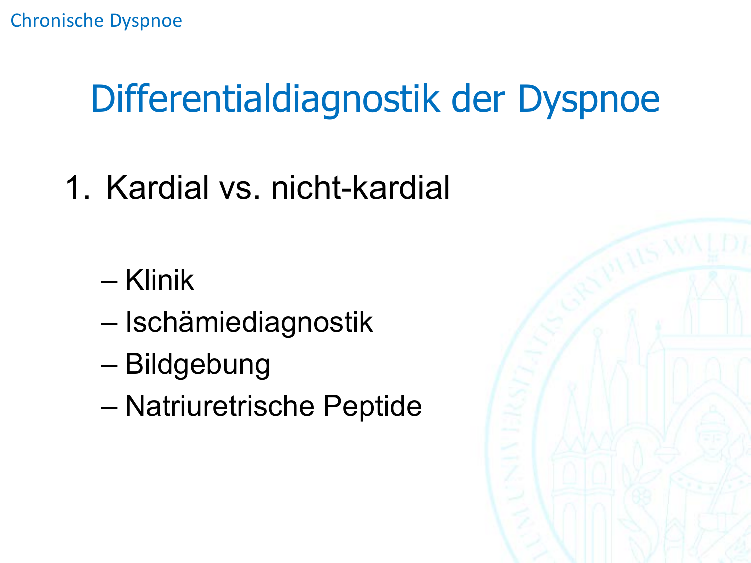# Differentialdiagnostik der Dyspnoe

1. Kardial vs. nicht-kardial

   – Klinik
   – Ischämiediagnostik
   – Bildgebung
   – Natriuretrische Peptide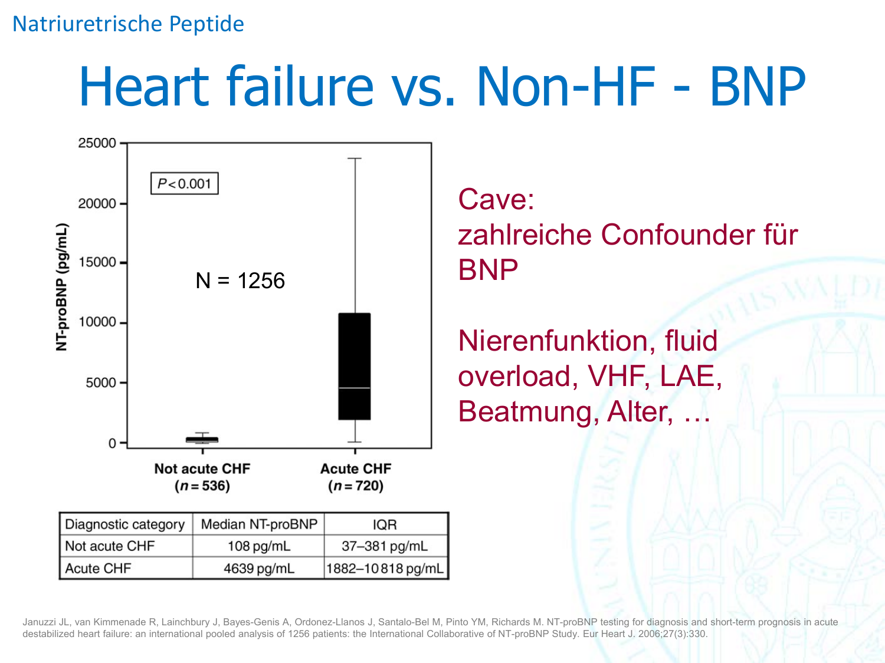Natriuretrische Peptide

# Heart failure vs. Non-HF - BNP

P < 0.001

N = 1256

NT-proBNP (pg/mL)

Not acute CHF (n = 536) | Acute CHF (n = 720)

| Diagnostic category | Median NT-proBNP | IQR |
|---|---|---|
| Not acute CHF | 108 pg/mL | 37–381 pg/mL |
| Acute CHF | 4639 pg/mL | 1882–10 818 pg/mL |

Cave:
zahlreiche Confounder für BNP

Nierenfunktion, fluid overload, VHF, LAE, Beatmung, Alter, …

Januzzi JL, van Kimmenade R, Lainchbury J, Bayes-Genis A, Ordonez-Llanos J, Santalo-Bel M, Pinto YM, Richards M. NT-proBNP testing for diagnosis and short-term prognosis in acute destabilized heart failure: an international pooled analysis of 1256 patients: the International Collaborative of NT-proBNP Study. Eur Heart J. 2006;27(3):330.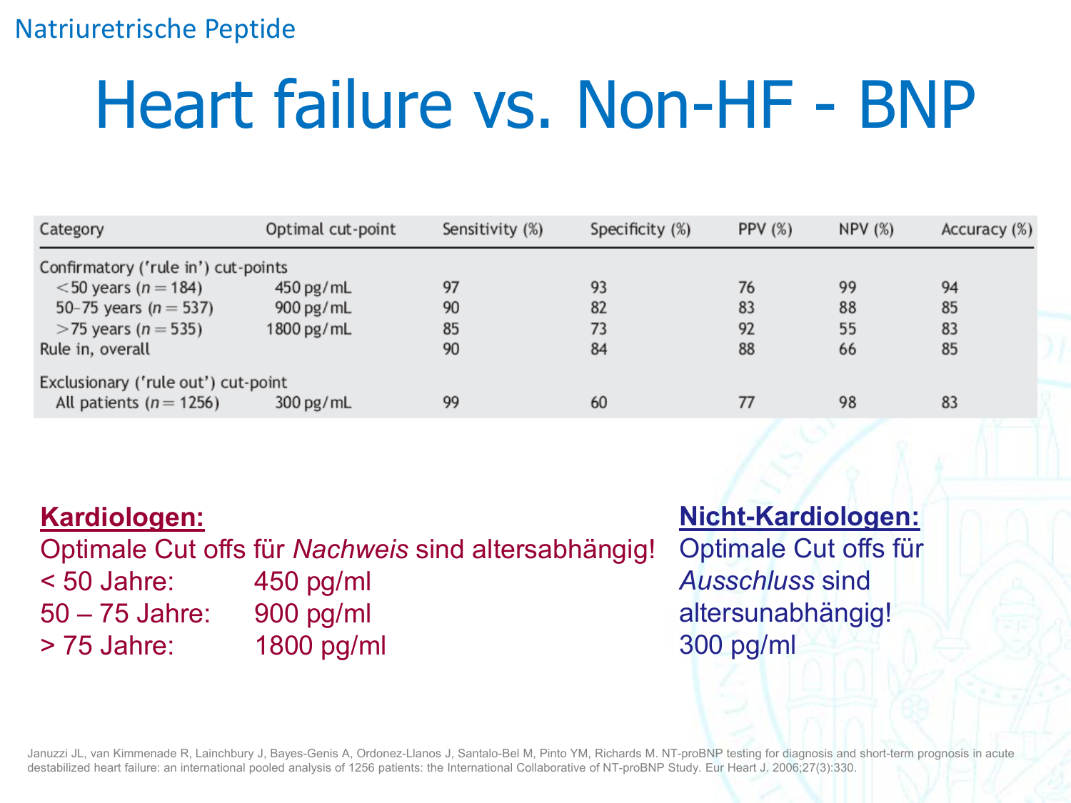Natriuretrische Peptide

# Heart failure vs. Non-HF - BNP

| Category | Optimal cut-point | Sensitivity (%) | Specificity (%) | PPV (%) | NPV (%) | Accuracy (%) |
|---|---|---|---|---|---|---|
| Confirmatory ('rule in') cut-points | | | | | | |
| <50 years (n = 184) | 450 pg/mL | 97 | 93 | 76 | 99 | 94 |
| 50–75 years (n = 537) | 900 pg/mL | 90 | 82 | 83 | 88 | 85 |
| >75 years (n = 535) | 1800 pg/mL | 85 | 73 | 92 | 55 | 83 |
| Rule in, overall | | 90 | 84 | 88 | 66 | 85 |
| Exclusionary ('rule out') cut-point | | | | | | |
| All patients (n = 1256) | 300 pg/mL | 99 | 60 | 77 | 98 | 83 |

**Kardiologen:**

Optimale Cut offs für *Nachweis* sind altersabhängig!

< 50 Jahre: 450 pg/ml
50 – 75 Jahre: 900 pg/ml
> 75 Jahre: 1800 pg/ml

**Nicht-Kardiologen:**

Optimale Cut offs für *Ausschluss* sind altersunabhängig!

300 pg/ml

Januzzi JL, van Kimmenade R, Lainchbury J, Bayes-Genis A, Ordonez-Llanos J, Santalo-Bel M, Pinto YM, Richards M. NT-proBNP testing for diagnosis and short-term prognosis in acute destabilized heart failure: an international pooled analysis of 1256 patients: the International Collaborative of NT-proBNP Study. Eur Heart J. 2006;27(3):330.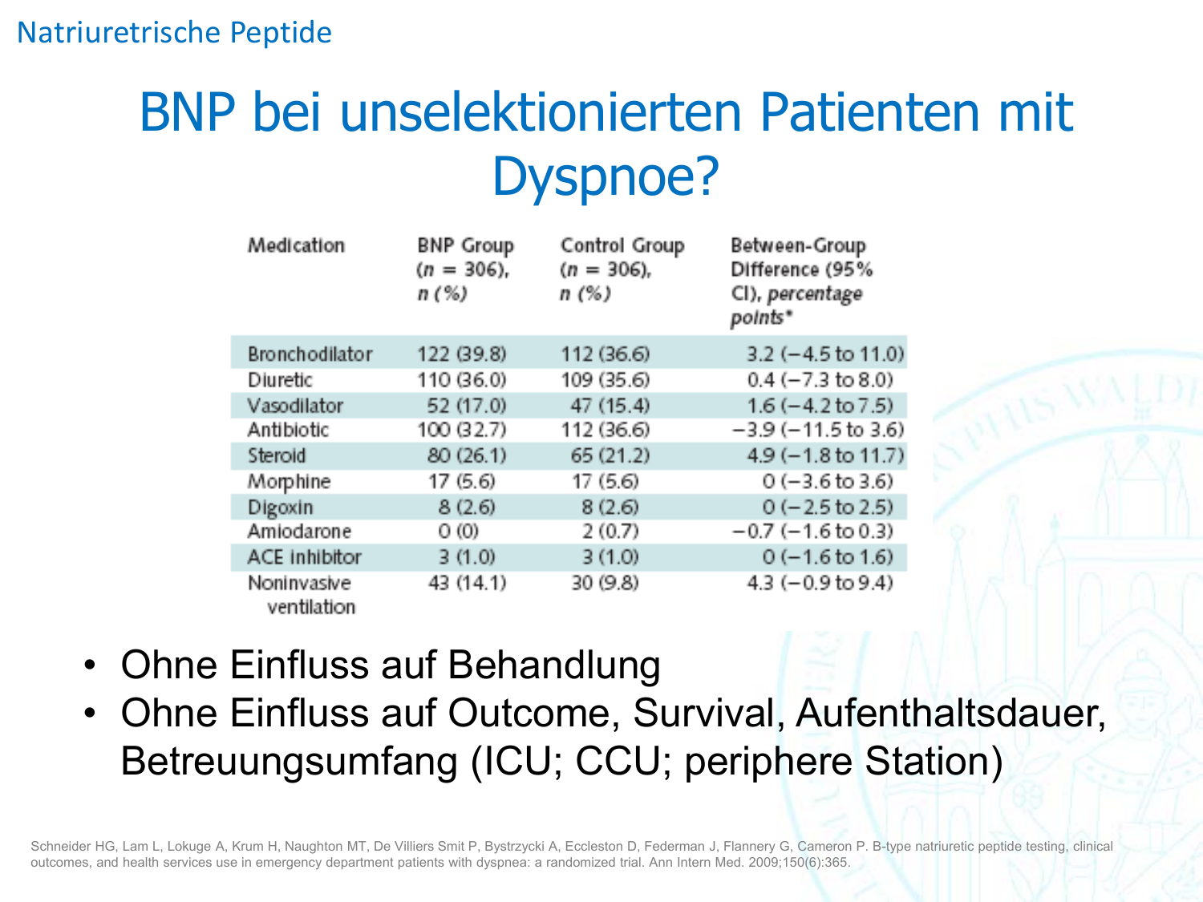Natriuretrische Peptide

# BNP bei unselektionierten Patienten mit Dyspnoe?

| Medication | BNP Group (*n* = 306), *n* (%) | Control Group (*n* = 306), *n* (%) | Between-Group Difference (95% CI), *percentage points** |
|---|---|---|---|
| Bronchodilator | 122 (39.8) | 112 (36.6) | 3.2 (−4.5 to 11.0) |
| Diuretic | 110 (36.0) | 109 (35.6) | 0.4 (−7.3 to 8.0) |
| Vasodilator | 52 (17.0) | 47 (15.4) | 1.6 (−4.2 to 7.5) |
| Antibiotic | 100 (32.7) | 112 (36.6) | −3.9 (−11.5 to 3.6) |
| Steroid | 80 (26.1) | 65 (21.2) | 4.9 (−1.8 to 11.7) |
| Morphine | 17 (5.6) | 17 (5.6) | 0 (−3.6 to 3.6) |
| Digoxin | 8 (2.6) | 8 (2.6) | 0 (−2.5 to 2.5) |
| Amiodarone | 0 (0) | 2 (0.7) | −0.7 (−1.6 to 0.3) |
| ACE inhibitor | 3 (1.0) | 3 (1.0) | 0 (−1.6 to 1.6) |
| Noninvasive ventilation | 43 (14.1) | 30 (9.8) | 4.3 (−0.9 to 9.4) |

- Ohne Einfluss auf Behandlung
- Ohne Einfluss auf Outcome, Survival, Aufenthaltsdauer, Betreuungsumfang (ICU; CCU; periphere Station)

Schneider HG, Lam L, Lokuge A, Krum H, Naughton MT, De Villiers Smit P, Bystrzycki A, Eccleston D, Federman J, Flannery G, Cameron P. B-type natriuretic peptide testing, clinical outcomes, and health services use in emergency department patients with dyspnea: a randomized trial. Ann Intern Med. 2009;150(6):365.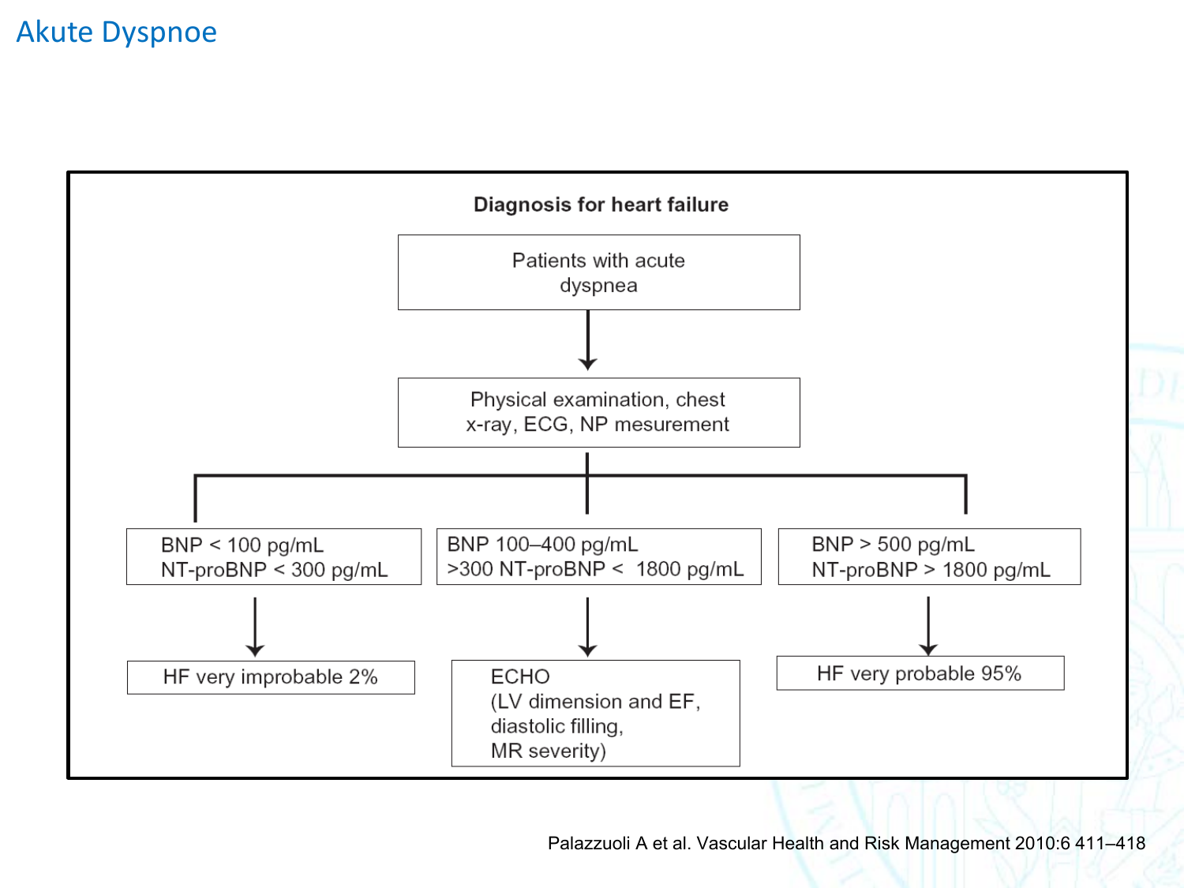# Akute Dyspnoe

**Diagnosis for heart failure**

Patients with acute dyspnea

↓

Physical examination, chest x-ray, ECG, NP mesurement

| BNP < 100 pg/mL<br>NT-proBNP < 300 pg/mL | BNP 100–400 pg/mL<br>>300 NT-proBNP < 1800 pg/mL | BNP > 500 pg/mL<br>NT-proBNP > 1800 pg/mL |
| --- | --- | --- |
| ↓ | ↓ | ↓ |
| HF very improbable 2% | ECHO<br>(LV dimension and EF,<br>diastolic filling,<br>MR severity) | HF very probable 95% |

Palazzuoli A et al. Vascular Health and Risk Management 2010:6 411–418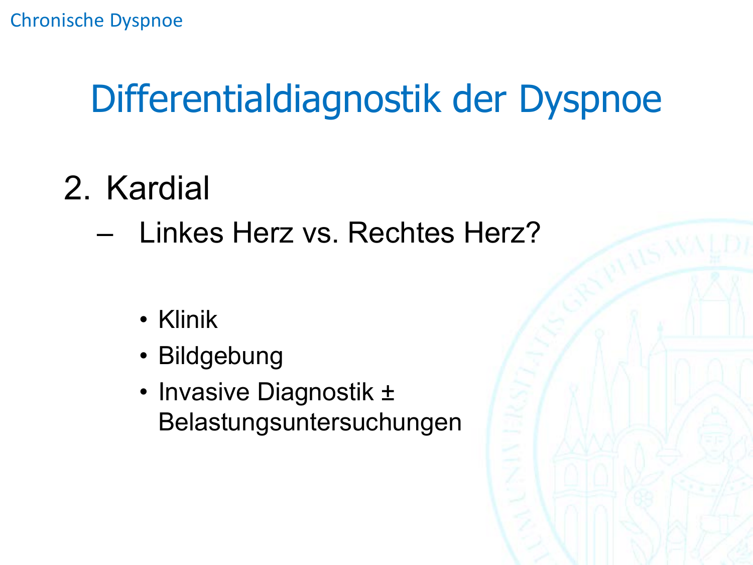# Differentialdiagnostik der Dyspnoe

2. Kardial
   - Linkes Herz vs. Rechtes Herz?
     - Klinik
     - Bildgebung
     - Invasive Diagnostik ± Belastungsuntersuchungen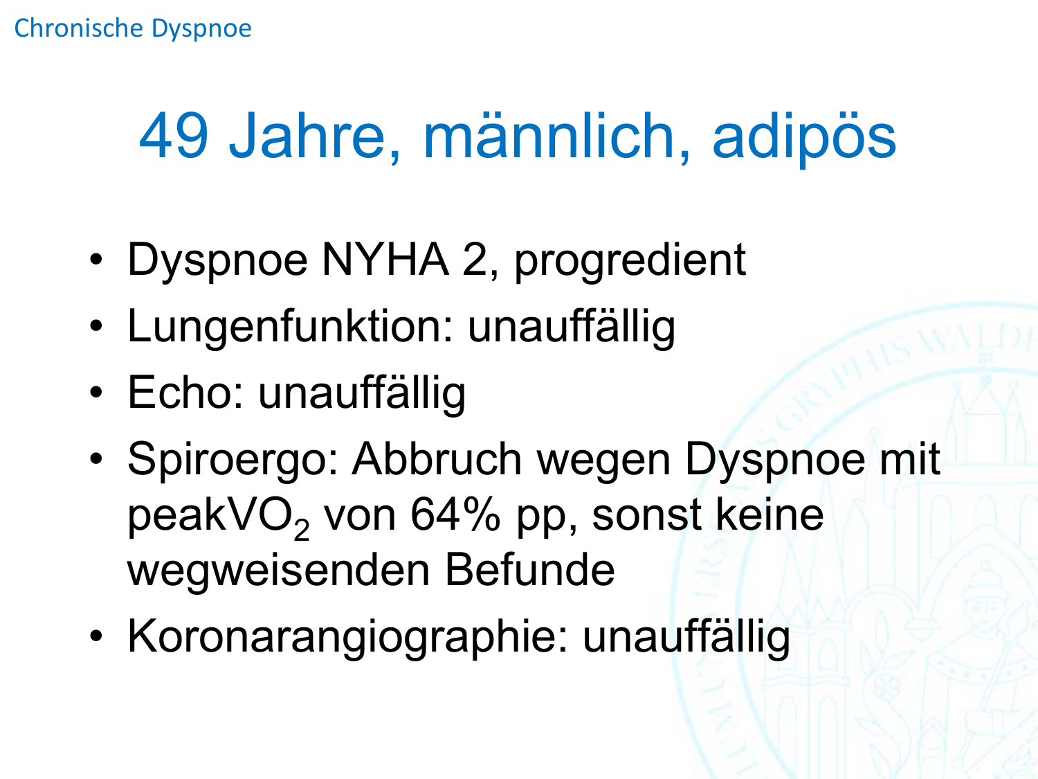# 49 Jahre, männlich, adipös

- Dyspnoe NYHA 2, progredient
- Lungenfunktion: unauffällig
- Echo: unauffällig
- Spiroergo: Abbruch wegen Dyspnoe mit peak$VO_2$ von 64% pp, sonst keine wegweisenden Befunde
- Koronarangiographie: unauffällig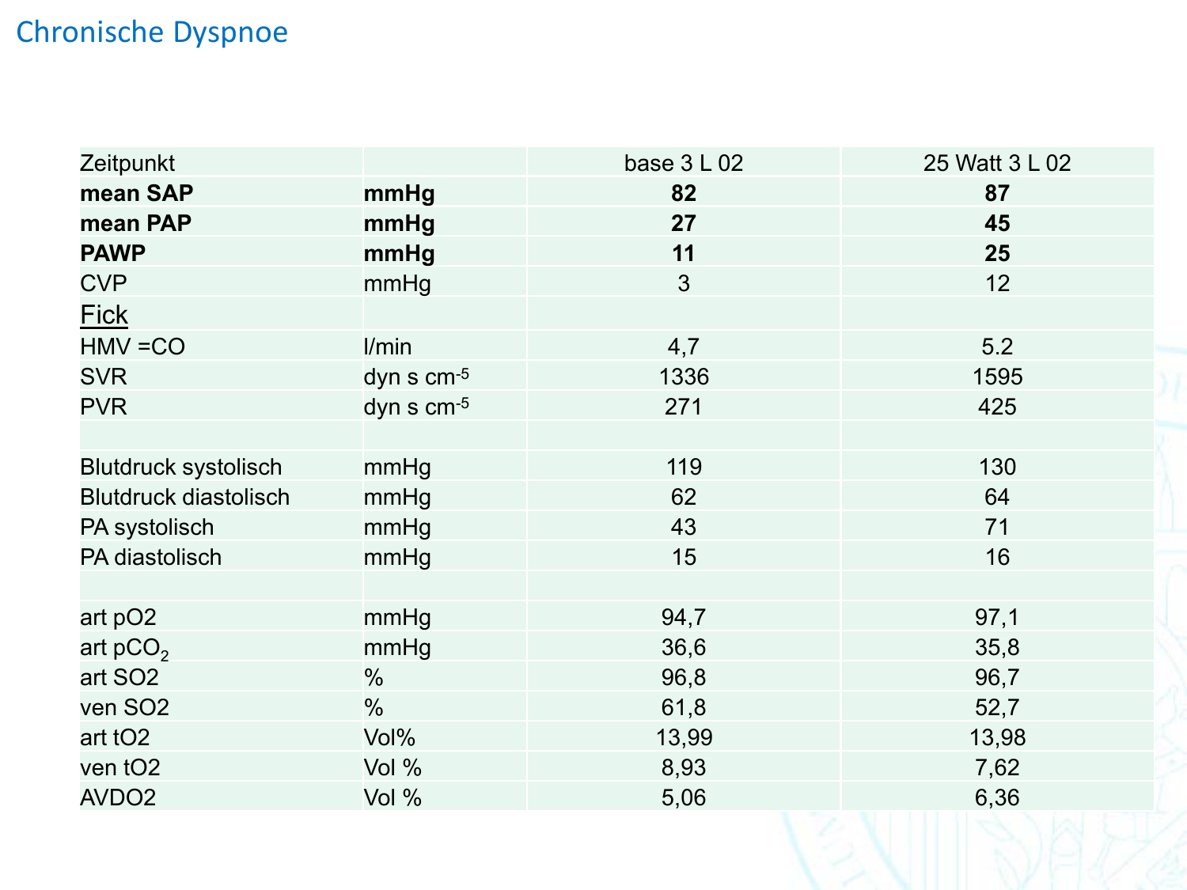# Chronische Dyspnoe

| Zeitpunkt | | base 3 L 02 | 25 Watt 3 L 02 |
|---|---|---|---|
| **mean SAP** | **mmHg** | **82** | **87** |
| **mean PAP** | **mmHg** | **27** | **45** |
| **PAWP** | **mmHg** | **11** | **25** |
| CVP | mmHg | 3 | 12 |
| Fick | | | |
| HMV =CO | l/min | 4,7 | 5.2 |
| SVR | dyn s $cm^{-5}$ | 1336 | 1595 |
| PVR | dyn s $cm^{-5}$ | 271 | 425 |
| | | | |
| Blutdruck systolisch | mmHg | 119 | 130 |
| Blutdruck diastolisch | mmHg | 62 | 64 |
| PA systolisch | mmHg | 43 | 71 |
| PA diastolisch | mmHg | 15 | 16 |
| | | | |
| art pO2 | mmHg | 94,7 | 97,1 |
| art $pCO_2$ | mmHg | 36,6 | 35,8 |
| art SO2 | % | 96,8 | 96,7 |
| ven SO2 | % | 61,8 | 52,7 |
| art tO2 | Vol% | 13,99 | 13,98 |
| ven tO2 | Vol % | 8,93 | 7,62 |
| AVDO2 | Vol % | 5,06 | 6,36 |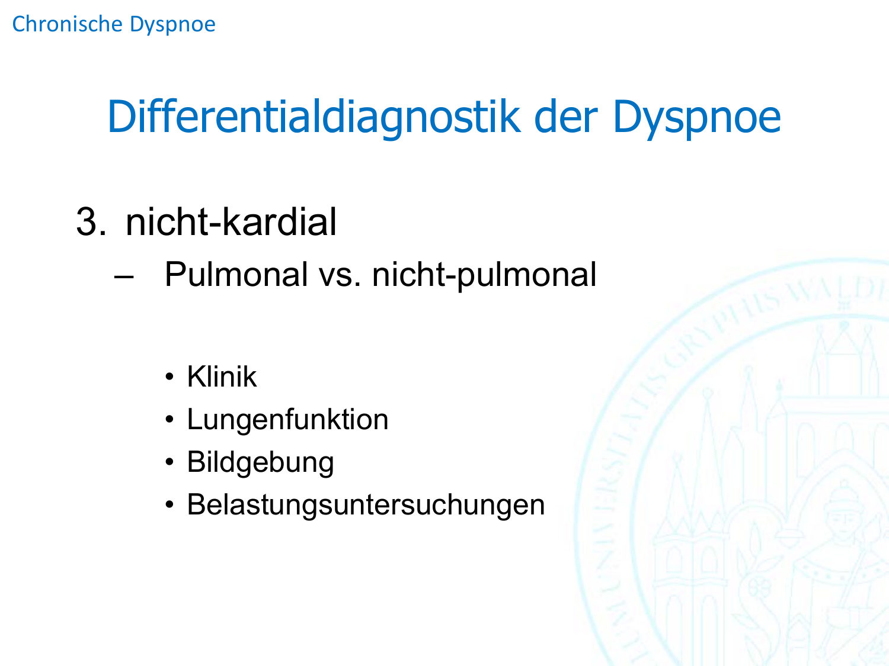# Differentialdiagnostik der Dyspnoe

3. nicht-kardial
   - Pulmonal vs. nicht-pulmonal
     - Klinik
     - Lungenfunktion
     - Bildgebung
     - Belastungsuntersuchungen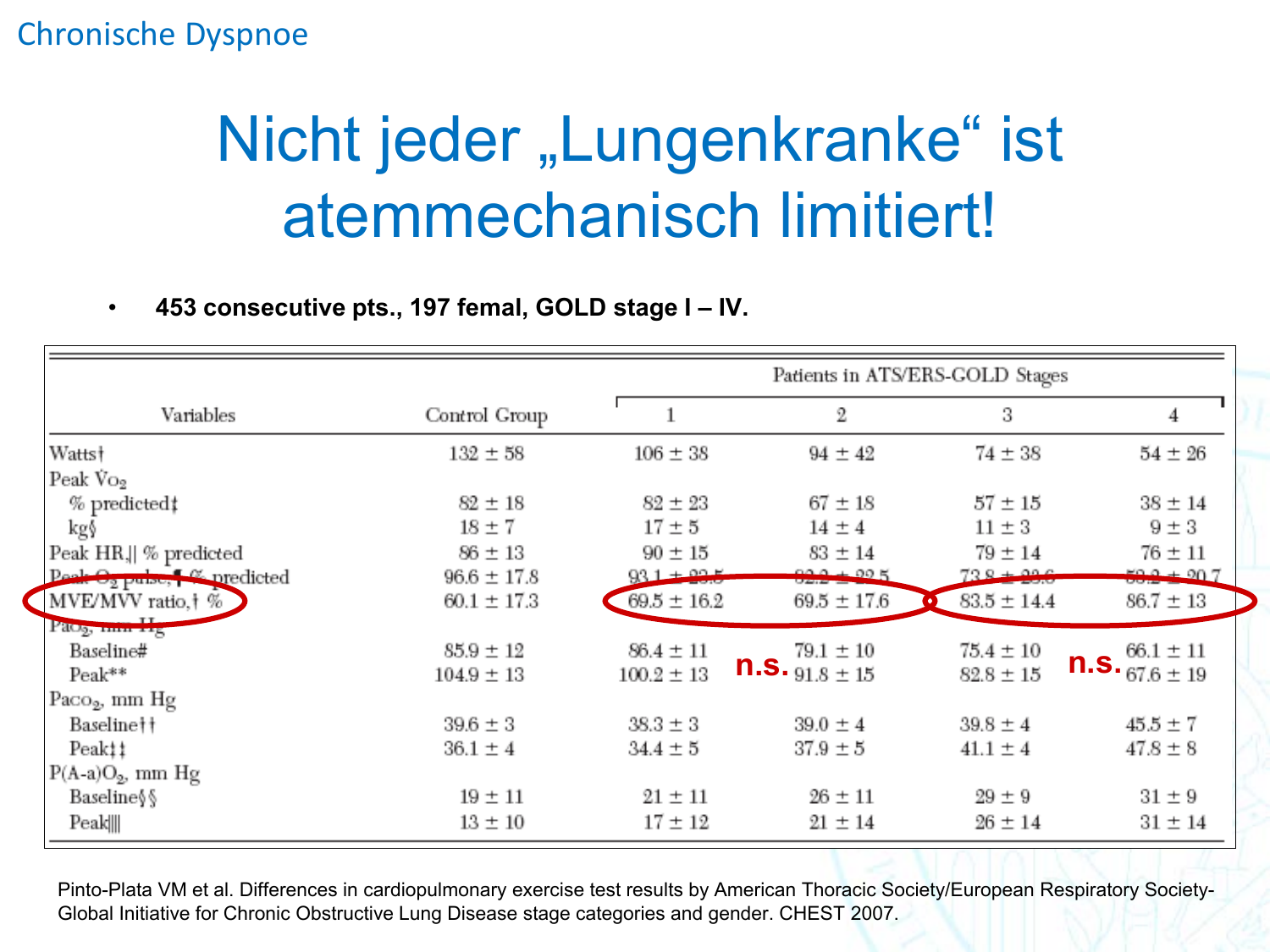Chronische Dyspnoe

# Nicht jeder „Lungenkranke" ist atemmechanisch limitiert!

- **453 consecutive pts., 197 femal, GOLD stage I – IV.**

| Variables | Control Group | Patients in ATS/ERS-GOLD Stages 1 | 2 | 3 | 4 |
|---|---|---|---|---|---|
| Watts† | 132 ± 58 | 106 ± 38 | 94 ± 42 | 74 ± 38 | 54 ± 26 |
| Peak $\dot{V}O_2$ | | | | | |
| % predicted‡ | 82 ± 18 | 82 ± 23 | 67 ± 18 | 57 ± 15 | 38 ± 14 |
| kg§ | 18 ± 7 | 17 ± 5 | 14 ± 4 | 11 ± 3 | 9 ± 3 |
| Peak HR,‖ % predicted | 86 ± 13 | 90 ± 15 | 83 ± 14 | 79 ± 14 | 76 ± 11 |
| Peak $O_2$ pulse,¶ % predicted | 96.6 ± 17.8 | 93.1 ± 23.5 | 82.2 ± 22.5 | 73.8 ± 23.6 | 59.2 ± 20.7 |
| MVE/MVV ratio,† % | 60.1 ± 17.3 | 69.5 ± 16.2 | 69.5 ± 17.6 | 83.5 ± 14.4 | 86.7 ± 13 |
| $Pa_{O_2}$, mm Hg | | | | | |
| Baseline# | 85.9 ± 12 | 86.4 ± 11 | 79.1 ± 10 | 75.4 ± 10 | 66.1 ± 11 |
| Peak** | 104.9 ± 13 | 100.2 ± 13 | 91.8 ± 15 | 82.8 ± 15 | 67.6 ± 19 |
| $Pa_{CO_2}$, mm Hg | | | | | |
| Baseline†† | 39.6 ± 3 | 38.3 ± 3 | 39.0 ± 4 | 39.8 ± 4 | 45.5 ± 7 |
| Peak‡‡ | 36.1 ± 4 | 34.4 ± 5 | 37.9 ± 5 | 41.1 ± 4 | 47.8 ± 8 |
| $P(A\text{-}a)O_2$, mm Hg | | | | | |
| Baseline§§ | 19 ± 11 | 21 ± 11 | 26 ± 11 | 29 ± 9 | 31 ± 9 |
| Peak‖‖ | 13 ± 10 | 17 ± 12 | 21 ± 14 | 26 ± 14 | 31 ± 14 |

n.s. (MVE/MVV ratio: stage 1 vs. 2) n.s. (MVE/MVV ratio: stage 3 vs. 4)

Pinto-Plata VM et al. Differences in cardiopulmonary exercise test results by American Thoracic Society/European Respiratory Society-Global Initiative for Chronic Obstructive Lung Disease stage categories and gender. CHEST 2007.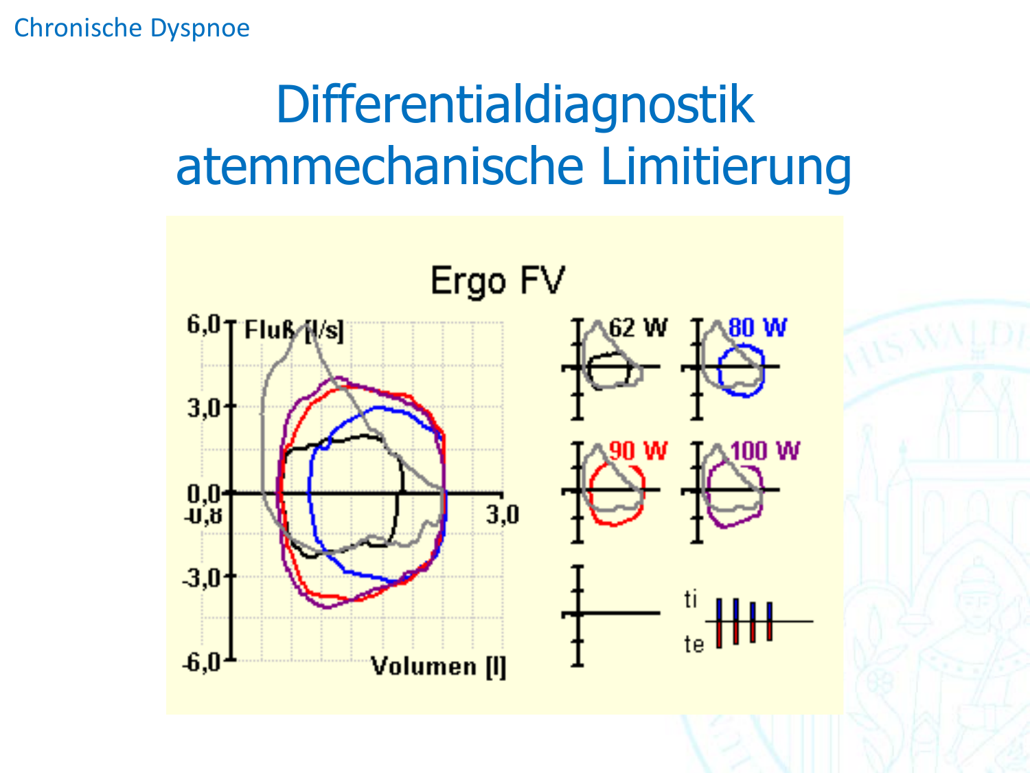# Differentialdiagnostik atemmechanische Limitierung

Ergo FV

Fluß [l/s]

6,0

3,0

0,0

-0,8

-3,0

-6,0

3,0

Volumen [l]

62 W

80 W

90 W

100 W

ti

te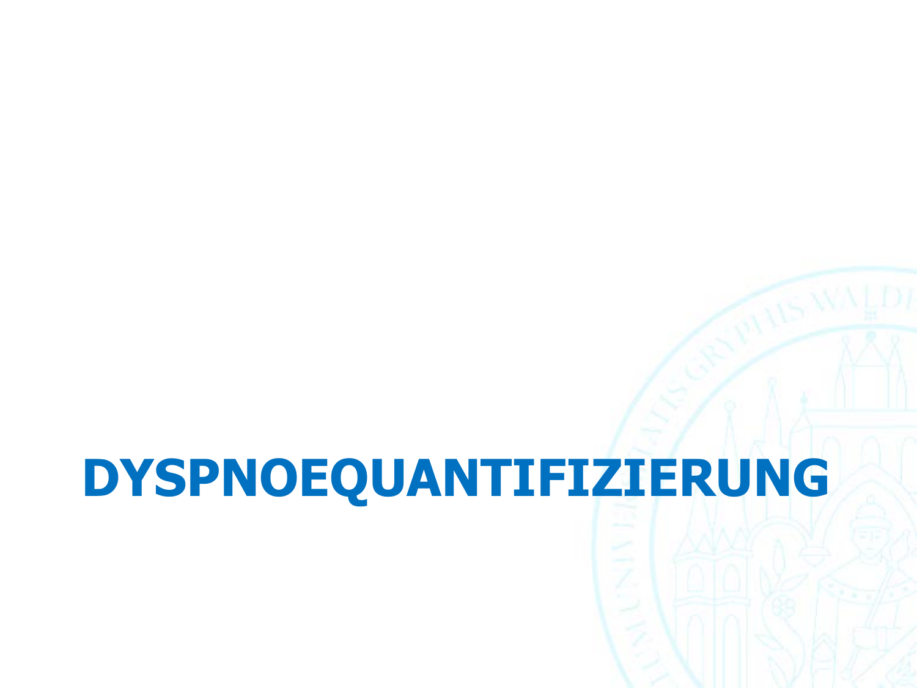# DYSPNOEQUANTIFIZIERUNG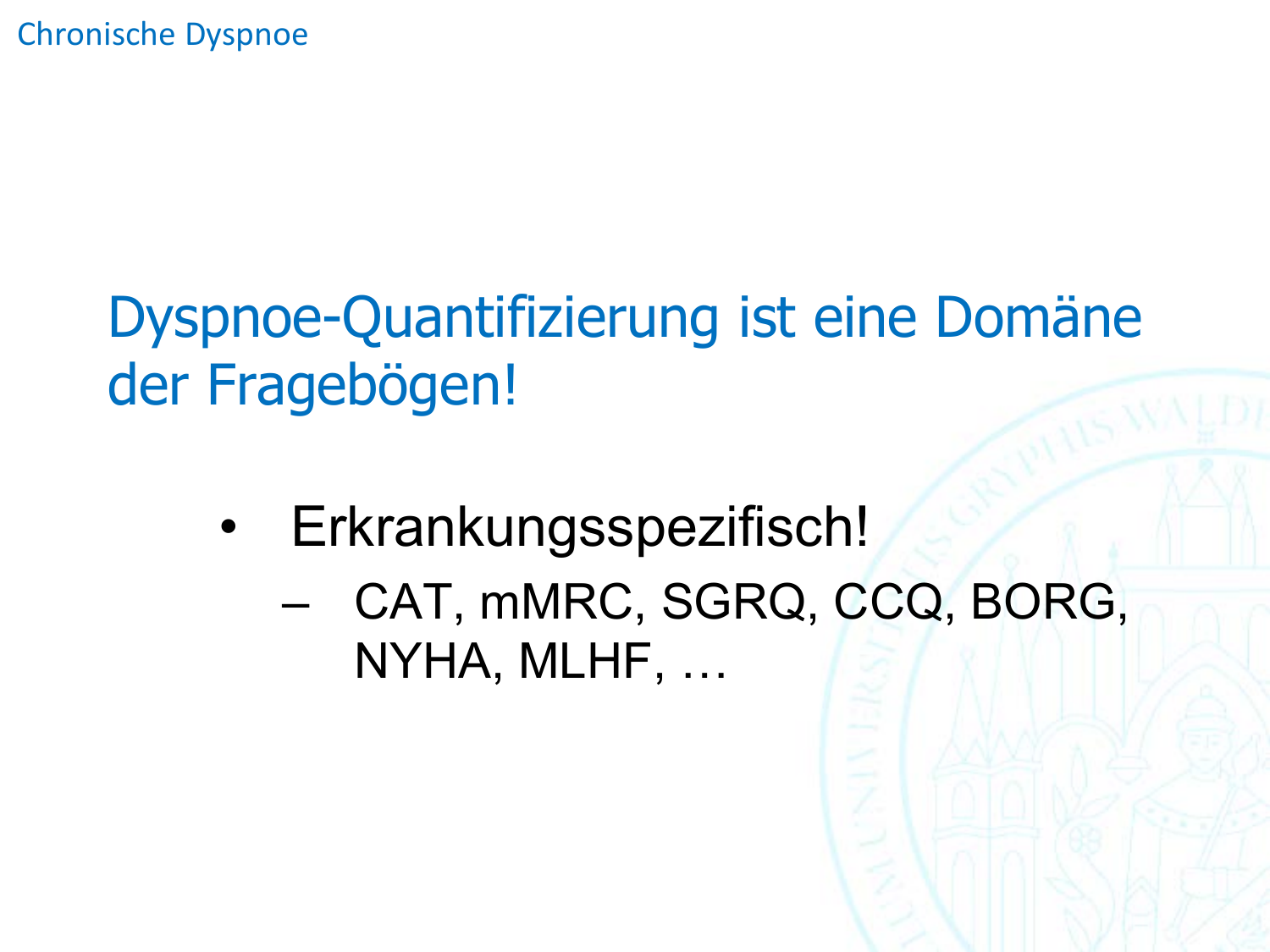# Dyspnoe-Quantifizierung ist eine Domäne der Fragebögen!

- Erkrankungsspezifisch!
  - CAT, mMRC, SGRQ, CCQ, BORG, NYHA, MLHF, …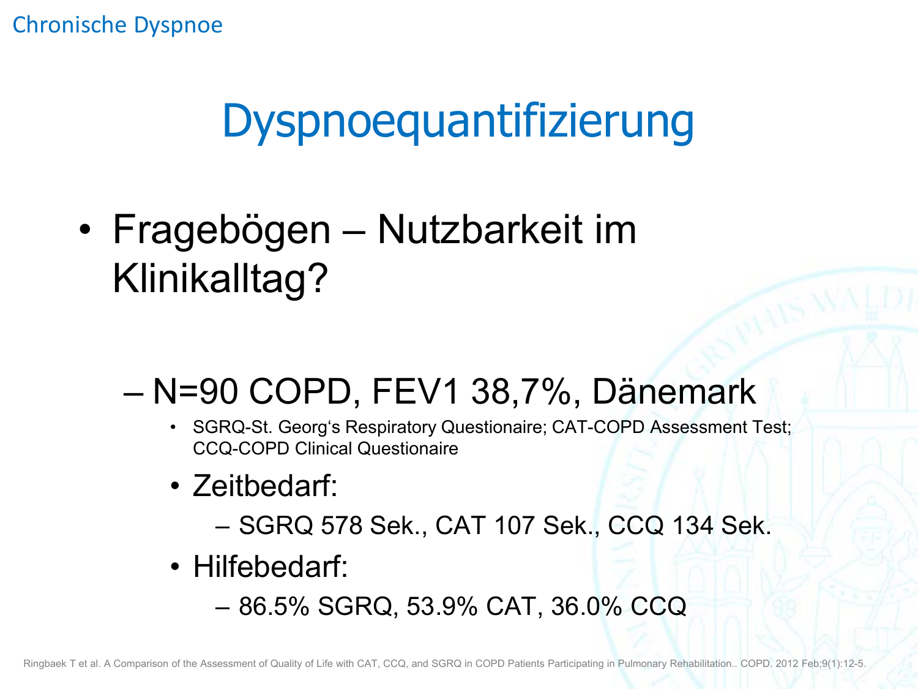# Dyspnoequantifizierung

- Fragebögen – Nutzbarkeit im Klinikalltag?
  - N=90 COPD, FEV1 38,7%, Dänemark
    - SGRQ-St. Georg's Respiratory Questionaire; CAT-COPD Assessment Test; CCQ-COPD Clinical Questionaire
    - Zeitbedarf:
      - SGRQ 578 Sek., CAT 107 Sek., CCQ 134 Sek.
    - Hilfebedarf:
      - 86.5% SGRQ, 53.9% CAT, 36.0% CCQ

Ringbaek T et al. A Comparison of the Assessment of Quality of Life with CAT, CCQ, and SGRQ in COPD Patients Participating in Pulmonary Rehabilitation.. COPD. 2012 Feb;9(1):12-5.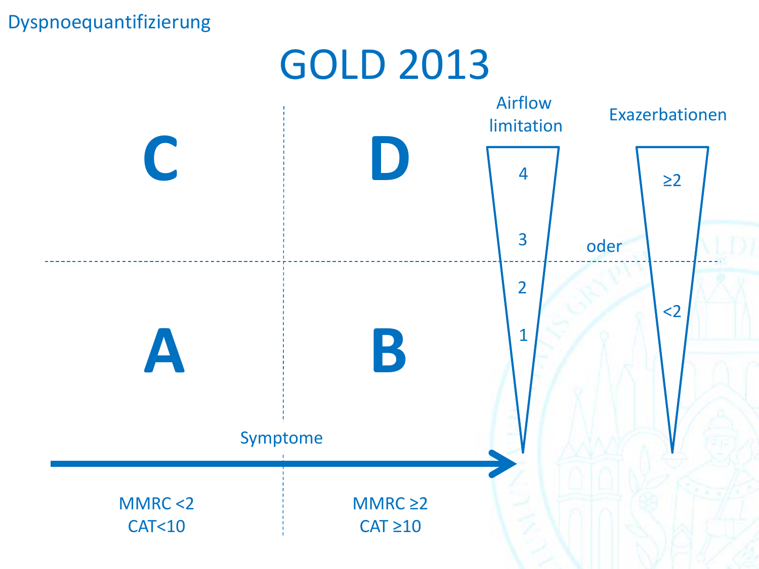Dyspnoequantifizierung

# GOLD 2013

| | | Airflow limitation | Exazerbationen |
|---|---|---|---|
| **C** | **D** | 4 | ≥2 |
| | | 3 | |
| | | *oder* | |
| | | 2 | <2 |
| **A** | **B** | 1 | |

Symptome →

| MMRC <2 | MMRC ≥2 |
|---|---|
| CAT<10 | CAT ≥10 |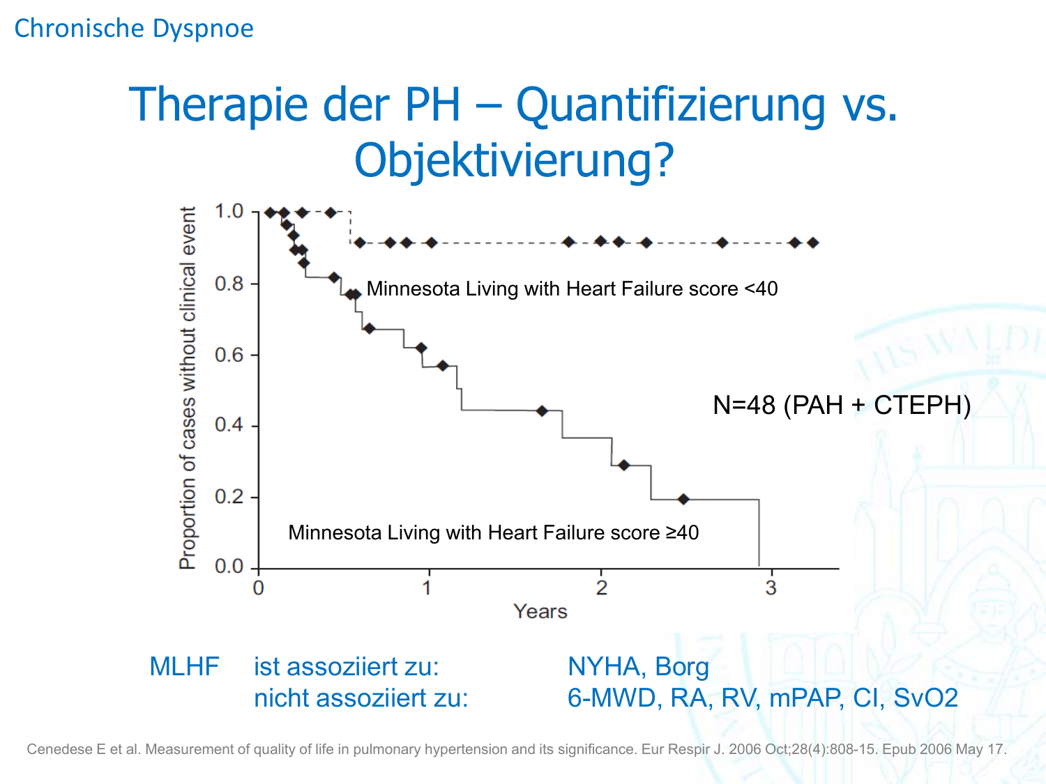# Therapie der PH – Quantifizierung vs. Objektivierung?

Minnesota Living with Heart Failure score <40

Minnesota Living with Heart Failure score ≥40

N=48 (PAH + CTEPH)

Proportion of cases without clinical event

Years

| MLHF | ist assoziiert zu: | NYHA, Borg |
|---|---|---|
| | nicht assoziiert zu: | 6-MWD, RA, RV, mPAP, CI, SvO2 |

Cenedese E et al. Measurement of quality of life in pulmonary hypertension and its significance. Eur Respir J. 2006 Oct;28(4):808-15. Epub 2006 May 17.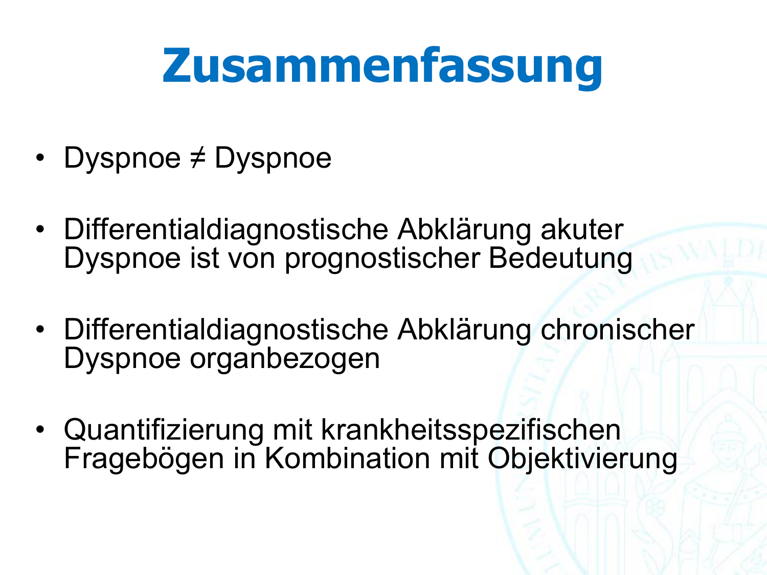# Zusammenfassung

- Dyspnoe ≠ Dyspnoe
- Differentialdiagnostische Abklärung akuter Dyspnoe ist von prognostischer Bedeutung
- Differentialdiagnostische Abklärung chronischer Dyspnoe organbezogen
- Quantifizierung mit krankheitsspezifischen Fragebögen in Kombination mit Objektivierung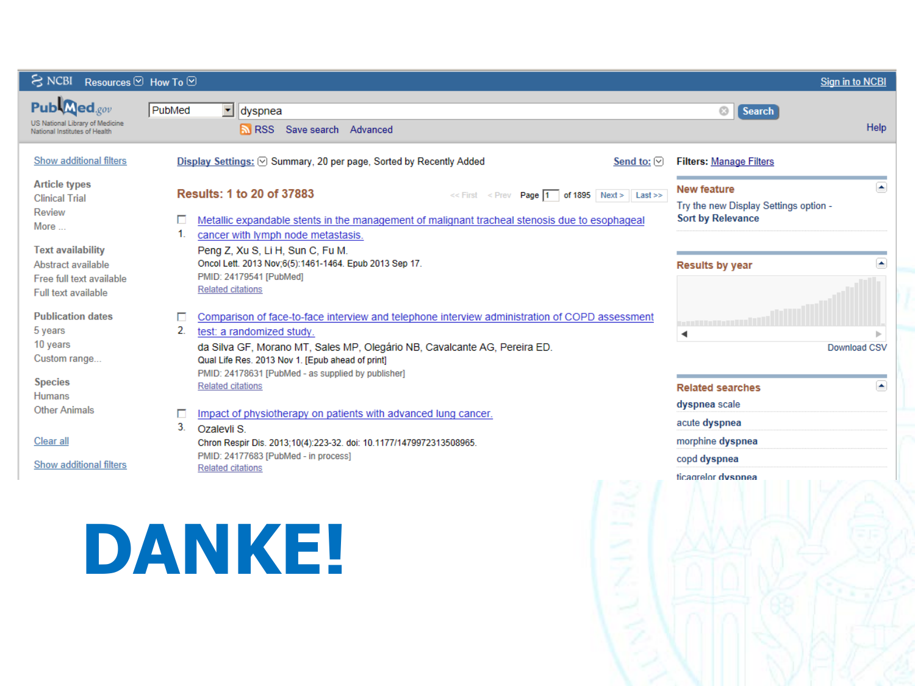NCBI Resources How To Sign in to NCBI

PubMed.gov
US National Library of Medicine
National Institutes of Health

PubMed | dyspnea | Search

RSS Save search Advanced Help

Show additional filters

**Article types**
Clinical Trial
Review
More ...

**Text availability**
Abstract available
Free full text available
Full text available

**Publication dates**
5 years
10 years
Custom range...

**Species**
Humans
Other Animals

Clear all

Show additional filters

Display Settings: Summary, 20 per page, Sorted by Recently Added

Send to:

**Results: 1 to 20 of 37883**

<< First < Prev Page 1 of 1895 Next > Last >>

1. Metallic expandable stents in the management of malignant tracheal stenosis due to esophageal cancer with lymph node metastasis.
Peng Z, Xu S, Li H, Sun C, Fu M.
Oncol Lett. 2013 Nov;6(5):1461-1464. Epub 2013 Sep 17.
PMID: 24179541 [PubMed]
Related citations

2. Comparison of face-to-face interview and telephone interview administration of COPD assessment test: a randomized study.
da Silva GF, Morano MT, Sales MP, Olegário NB, Cavalcante AG, Pereira ED.
Qual Life Res. 2013 Nov 1. [Epub ahead of print]
PMID: 24178631 [PubMed - as supplied by publisher]
Related citations

3. Impact of physiotherapy on patients with advanced lung cancer.
Ozalevli S.
Chron Respir Dis. 2013;10(4):223-32. doi: 10.1177/1479972313508965.
PMID: 24177683 [PubMed - in process]
Related citations

Filters: Manage Filters

**New feature**
Try the new Display Settings option - **Sort by Relevance**

**Results by year**

Download CSV

**Related searches**
**dyspnea** scale
acute **dyspnea**
morphine **dyspnea**
copd **dyspnea**
ticagrelor **dyspnea**

# DANKE!